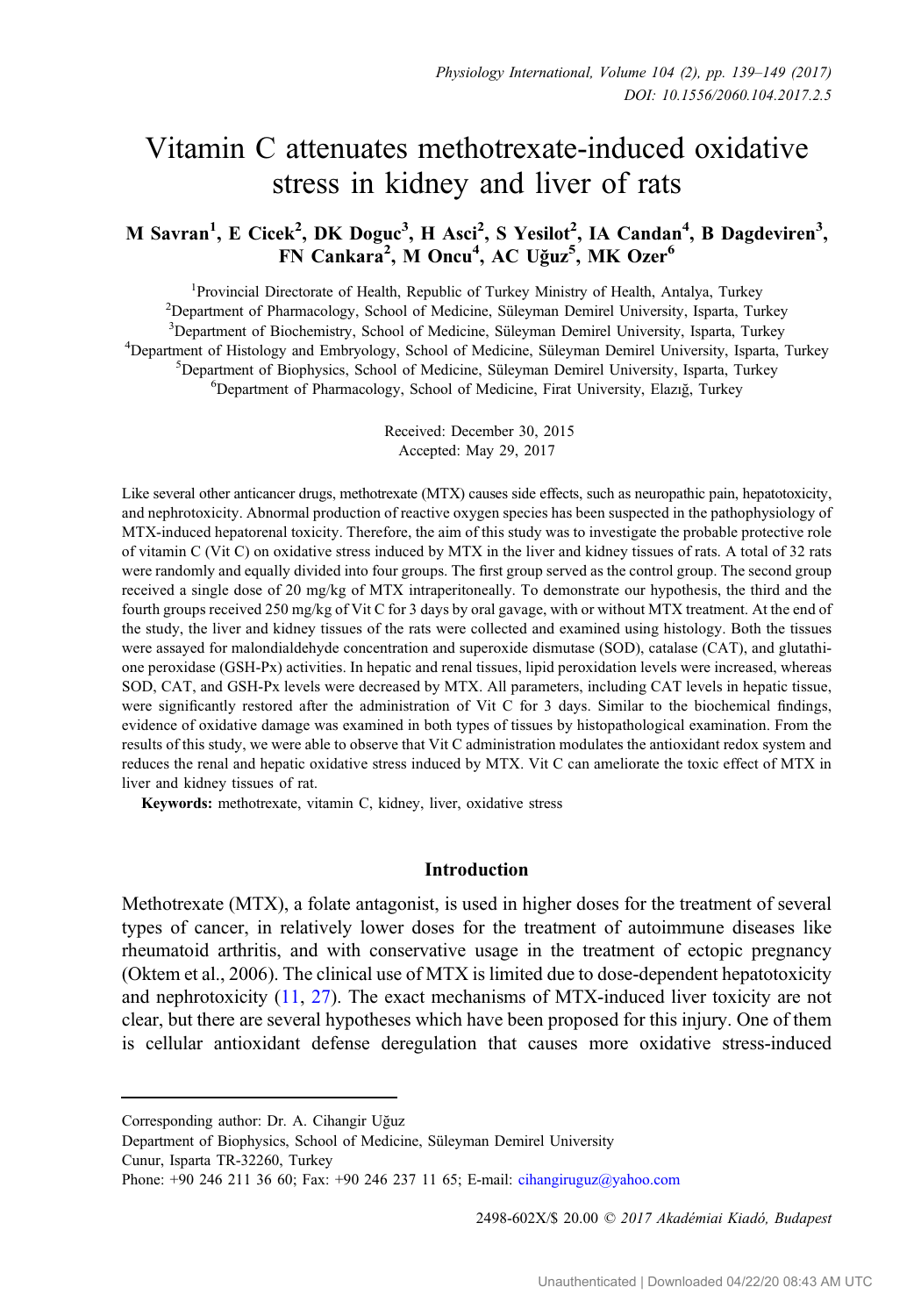# Vitamin C attenuates methotrexate-induced oxidative stress in kidney and liver of rats

**M Savran[1], E Cicek[2], DK Doguc[3], H Asci[2], S Yesilot[2], IA Candan[4], B Dagdeviren[3], FN Cankara[2], M Oncu[4], AC Uğuz[5], MK Ozer[6]**

[1]Provincial Directorate of Health, Republic of Turkey Ministry of Health, Antalya, Turkey
[2]Department of Pharmacology, School of Medicine, Süleyman Demirel University, Isparta, Turkey
[3]Department of Biochemistry, School of Medicine, Süleyman Demirel University, Isparta, Turkey
[4]Department of Histology and Embryology, School of Medicine, Süleyman Demirel University, Isparta, Turkey
[5]Department of Biophysics, School of Medicine, Süleyman Demirel University, Isparta, Turkey
[6]Department of Pharmacology, School of Medicine, Firat University, Elazığ, Turkey

Received: December 30, 2015
Accepted: May 29, 2017

Like several other anticancer drugs, methotrexate (MTX) causes side effects, such as neuropathic pain, hepatotoxicity, and nephrotoxicity. Abnormal production of reactive oxygen species has been suspected in the pathophysiology of MTX-induced hepatorenal toxicity. Therefore, the aim of this study was to investigate the probable protective role of vitamin C (Vit C) on oxidative stress induced by MTX in the liver and kidney tissues of rats. A total of 32 rats were randomly and equally divided into four groups. The first group served as the control group. The second group received a single dose of 20 mg/kg of MTX intraperitoneally. To demonstrate our hypothesis, the third and the fourth groups received 250 mg/kg of Vit C for 3 days by oral gavage, with or without MTX treatment. At the end of the study, the liver and kidney tissues of the rats were collected and examined using histology. Both the tissues were assayed for malondialdehyde concentration and superoxide dismutase (SOD), catalase (CAT), and glutathione peroxidase (GSH-Px) activities. In hepatic and renal tissues, lipid peroxidation levels were increased, whereas SOD, CAT, and GSH-Px levels were decreased by MTX. All parameters, including CAT levels in hepatic tissue, were significantly restored after the administration of Vit C for 3 days. Similar to the biochemical findings, evidence of oxidative damage was examined in both types of tissues by histopathological examination. From the results of this study, we were able to observe that Vit C administration modulates the antioxidant redox system and reduces the renal and hepatic oxidative stress induced by MTX. Vit C can ameliorate the toxic effect of MTX in liver and kidney tissues of rat.

**Keywords:** methotrexate, vitamin C, kidney, liver, oxidative stress

## Introduction

Methotrexate (MTX), a folate antagonist, is used in higher doses for the treatment of several types of cancer, in relatively lower doses for the treatment of autoimmune diseases like rheumatoid arthritis, and with conservative usage in the treatment of ectopic pregnancy (Oktem et al., 2006). The clinical use of MTX is limited due to dose-dependent hepatotoxicity and nephrotoxicity (11, 27). The exact mechanisms of MTX-induced liver toxicity are not clear, but there are several hypotheses which have been proposed for this injury. One of them is cellular antioxidant defense deregulation that causes more oxidative stress-induced

---

Corresponding author: Dr. A. Cihangir Uğuz
Department of Biophysics, School of Medicine, Süleyman Demirel University
Cunur, Isparta TR-32260, Turkey
Phone: +90 246 211 36 60; Fax: +90 246 237 11 65; E-mail: cihangiruguz@yahoo.com

2498-602X/$ 20.00 © 2017 Akadémiai Kiadó, Budapest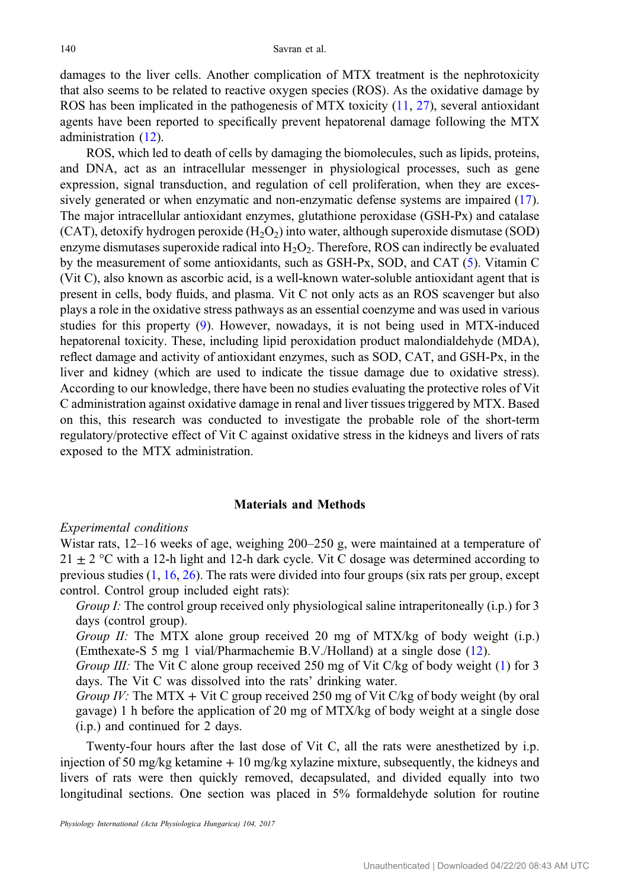damages to the liver cells. Another complication of MTX treatment is the nephrotoxicity that also seems to be related to reactive oxygen species (ROS). As the oxidative damage by ROS has been implicated in the pathogenesis of MTX toxicity (11, 27), several antioxidant agents have been reported to specifically prevent hepatorenal damage following the MTX administration (12).

ROS, which led to death of cells by damaging the biomolecules, such as lipids, proteins, and DNA, act as an intracellular messenger in physiological processes, such as gene expression, signal transduction, and regulation of cell proliferation, when they are excessively generated or when enzymatic and non-enzymatic defense systems are impaired (17). The major intracellular antioxidant enzymes, glutathione peroxidase (GSH-Px) and catalase (CAT), detoxify hydrogen peroxide ($H_2O_2$) into water, although superoxide dismutase (SOD) enzyme dismutases superoxide radical into $H_2O_2$. Therefore, ROS can indirectly be evaluated by the measurement of some antioxidants, such as GSH-Px, SOD, and CAT (5). Vitamin C (Vit C), also known as ascorbic acid, is a well-known water-soluble antioxidant agent that is present in cells, body fluids, and plasma. Vit C not only acts as an ROS scavenger but also plays a role in the oxidative stress pathways as an essential coenzyme and was used in various studies for this property (9). However, nowadays, it is not being used in MTX-induced hepatorenal toxicity. These, including lipid peroxidation product malondialdehyde (MDA), reflect damage and activity of antioxidant enzymes, such as SOD, CAT, and GSH-Px, in the liver and kidney (which are used to indicate the tissue damage due to oxidative stress). According to our knowledge, there have been no studies evaluating the protective roles of Vit C administration against oxidative damage in renal and liver tissues triggered by MTX. Based on this, this research was conducted to investigate the probable role of the short-term regulatory/protective effect of Vit C against oxidative stress in the kidneys and livers of rats exposed to the MTX administration.

## Materials and Methods

*Experimental conditions*

Wistar rats, 12–16 weeks of age, weighing 200–250 g, were maintained at a temperature of $21 \pm 2$ °C with a 12-h light and 12-h dark cycle. Vit C dosage was determined according to previous studies (1, 16, 26). The rats were divided into four groups (six rats per group, except control. Control group included eight rats):

*Group I:* The control group received only physiological saline intraperitoneally (i.p.) for 3 days (control group).

*Group II:* The MTX alone group received 20 mg of MTX/kg of body weight (i.p.) (Emthexate-S 5 mg 1 vial/Pharmachemie B.V./Holland) at a single dose (12).

*Group III:* The Vit C alone group received 250 mg of Vit C/kg of body weight (1) for 3 days. The Vit C was dissolved into the rats' drinking water.

*Group IV:* The MTX + Vit C group received 250 mg of Vit C/kg of body weight (by oral gavage) 1 h before the application of 20 mg of MTX/kg of body weight at a single dose (i.p.) and continued for 2 days.

Twenty-four hours after the last dose of Vit C, all the rats were anesthetized by i.p. injection of 50 mg/kg ketamine + 10 mg/kg xylazine mixture, subsequently, the kidneys and livers of rats were then quickly removed, decapsulated, and divided equally into two longitudinal sections. One section was placed in 5% formaldehyde solution for routine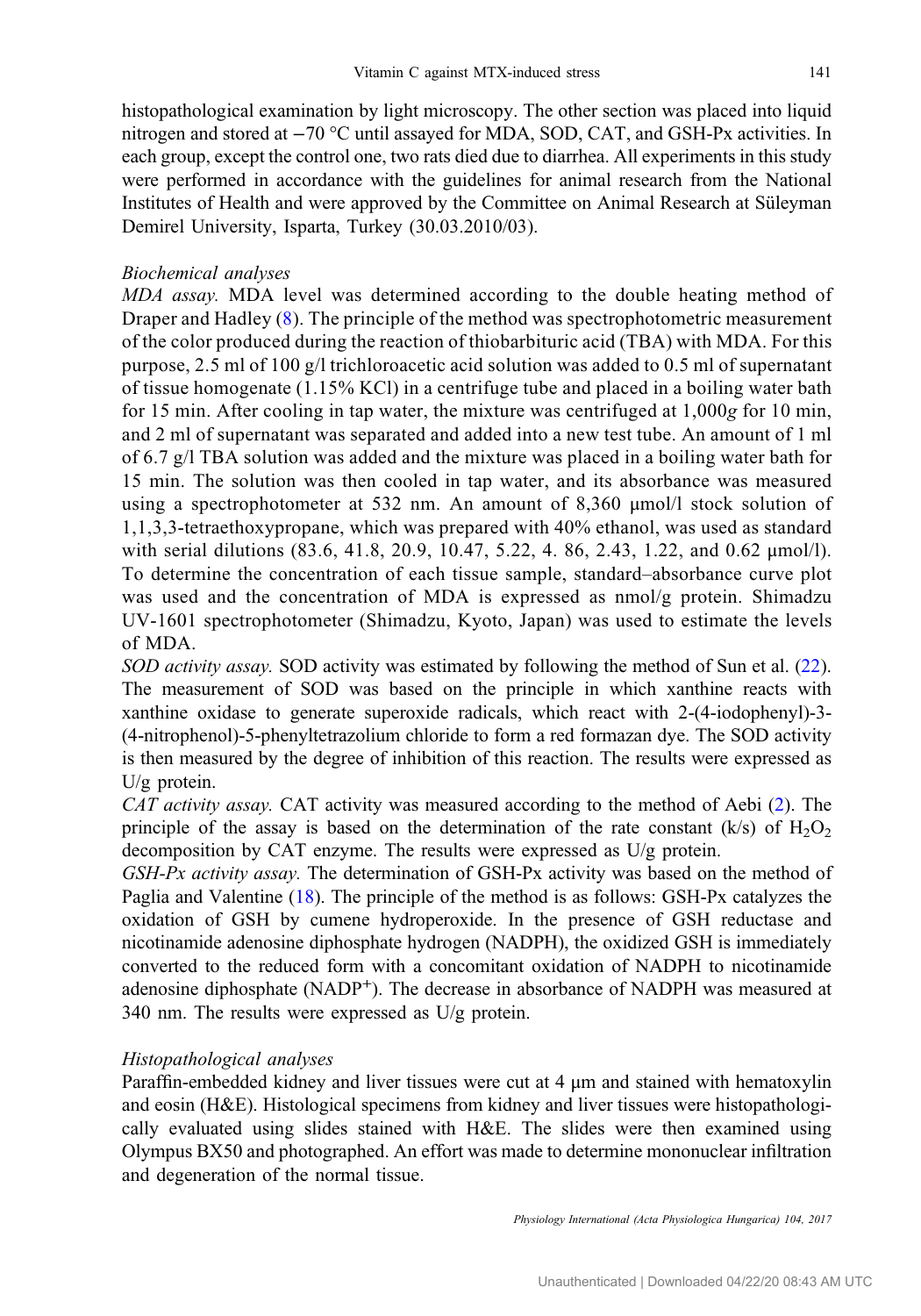histopathological examination by light microscopy. The other section was placed into liquid nitrogen and stored at −70 °C until assayed for MDA, SOD, CAT, and GSH-Px activities. In each group, except the control one, two rats died due to diarrhea. All experiments in this study were performed in accordance with the guidelines for animal research from the National Institutes of Health and were approved by the Committee on Animal Research at Süleyman Demirel University, Isparta, Turkey (30.03.2010/03).

### *Biochemical analyses*

*MDA assay.* MDA level was determined according to the double heating method of Draper and Hadley (8). The principle of the method was spectrophotometric measurement of the color produced during the reaction of thiobarbituric acid (TBA) with MDA. For this purpose, 2.5 ml of 100 g/l trichloroacetic acid solution was added to 0.5 ml of supernatant of tissue homogenate (1.15% KCl) in a centrifuge tube and placed in a boiling water bath for 15 min. After cooling in tap water, the mixture was centrifuged at 1,000*g* for 10 min, and 2 ml of supernatant was separated and added into a new test tube. An amount of 1 ml of 6.7 g/l TBA solution was added and the mixture was placed in a boiling water bath for 15 min. The solution was then cooled in tap water, and its absorbance was measured using a spectrophotometer at 532 nm. An amount of 8,360 μmol/l stock solution of 1,1,3,3-tetraethoxypropane, which was prepared with 40% ethanol, was used as standard with serial dilutions (83.6, 41.8, 20.9, 10.47, 5.22, 4. 86, 2.43, 1.22, and 0.62 μmol/l). To determine the concentration of each tissue sample, standard–absorbance curve plot was used and the concentration of MDA is expressed as nmol/g protein. Shimadzu UV-1601 spectrophotometer (Shimadzu, Kyoto, Japan) was used to estimate the levels of MDA.

*SOD activity assay.* SOD activity was estimated by following the method of Sun et al. (22). The measurement of SOD was based on the principle in which xanthine reacts with xanthine oxidase to generate superoxide radicals, which react with 2-(4-iodophenyl)-3-(4-nitrophenol)-5-phenyltetrazolium chloride to form a red formazan dye. The SOD activity is then measured by the degree of inhibition of this reaction. The results were expressed as U/g protein.

*CAT activity assay.* CAT activity was measured according to the method of Aebi (2). The principle of the assay is based on the determination of the rate constant (k/s) of $H_2O_2$ decomposition by CAT enzyme. The results were expressed as U/g protein.

*GSH-Px activity assay.* The determination of GSH-Px activity was based on the method of Paglia and Valentine (18). The principle of the method is as follows: GSH-Px catalyzes the oxidation of GSH by cumene hydroperoxide. In the presence of GSH reductase and nicotinamide adenosine diphosphate hydrogen (NADPH), the oxidized GSH is immediately converted to the reduced form with a concomitant oxidation of NADPH to nicotinamide adenosine diphosphate ($NADP^+$). The decrease in absorbance of NADPH was measured at 340 nm. The results were expressed as U/g protein.

### *Histopathological analyses*

Paraffin-embedded kidney and liver tissues were cut at 4 μm and stained with hematoxylin and eosin (H&E). Histological specimens from kidney and liver tissues were histopathologically evaluated using slides stained with H&E. The slides were then examined using Olympus BX50 and photographed. An effort was made to determine mononuclear infiltration and degeneration of the normal tissue.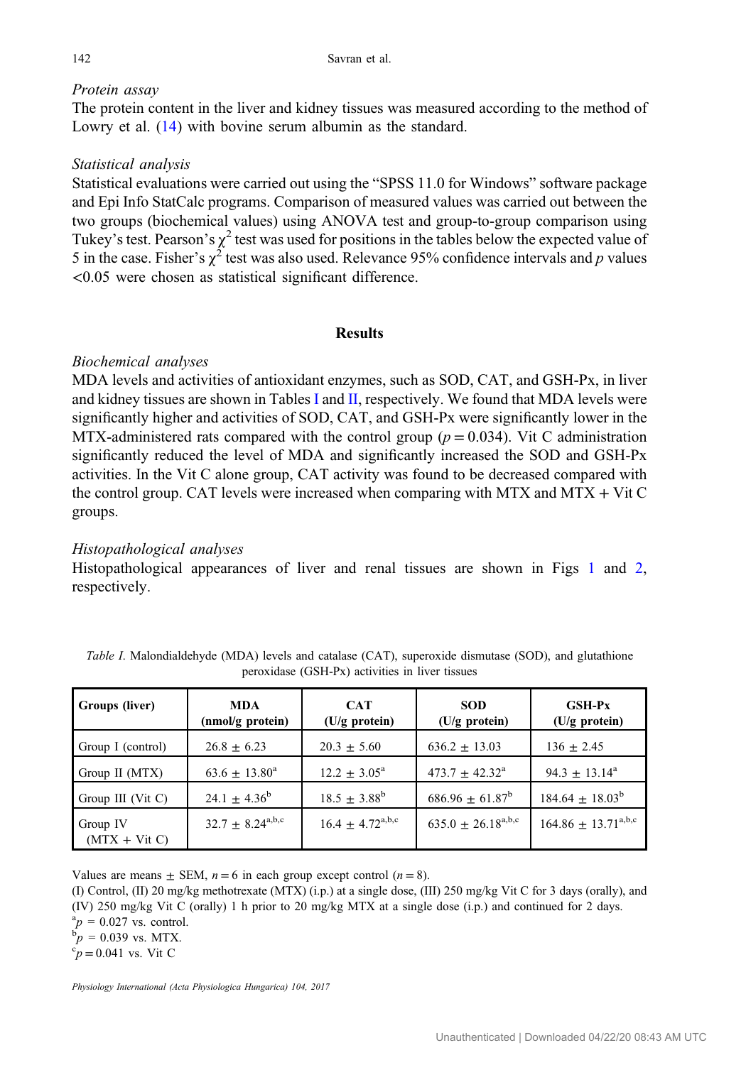*Protein assay*

The protein content in the liver and kidney tissues was measured according to the method of Lowry et al. (14) with bovine serum albumin as the standard.

*Statistical analysis*

Statistical evaluations were carried out using the "SPSS 11.0 for Windows" software package and Epi Info StatCalc programs. Comparison of measured values was carried out between the two groups (biochemical values) using ANOVA test and group-to-group comparison using Tukey's test. Pearson's $\chi^2$ test was used for positions in the tables below the expected value of 5 in the case. Fisher's $\chi^2$ test was also used. Relevance 95% confidence intervals and $p$ values <0.05 were chosen as statistical significant difference.

## Results

*Biochemical analyses*

MDA levels and activities of antioxidant enzymes, such as SOD, CAT, and GSH-Px, in liver and kidney tissues are shown in Tables I and II, respectively. We found that MDA levels were significantly higher and activities of SOD, CAT, and GSH-Px were significantly lower in the MTX-administered rats compared with the control group ($p = 0.034$). Vit C administration significantly reduced the level of MDA and significantly increased the SOD and GSH-Px activities. In the Vit C alone group, CAT activity was found to be decreased compared with the control group. CAT levels were increased when comparing with MTX and MTX + Vit C groups.

*Histopathological analyses*

Histopathological appearances of liver and renal tissues are shown in Figs 1 and 2, respectively.

*Table I.* Malondialdehyde (MDA) levels and catalase (CAT), superoxide dismutase (SOD), and glutathione peroxidase (GSH-Px) activities in liver tissues

| Groups (liver) | MDA (nmol/g protein) | CAT (U/g protein) | SOD (U/g protein) | GSH-Px (U/g protein) |
|---|---|---|---|---|
| Group I (control) | $26.8 \pm 6.23$ | $20.3 \pm 5.60$ | $636.2 \pm 13.03$ | $136 \pm 2.45$ |
| Group II (MTX) | $63.6 \pm 13.80^{a}$ | $12.2 \pm 3.05^{a}$ | $473.7 \pm 42.32^{a}$ | $94.3 \pm 13.14^{a}$ |
| Group III (Vit C) | $24.1 \pm 4.36^{b}$ | $18.5 \pm 3.88^{b}$ | $686.96 \pm 61.87^{b}$ | $184.64 \pm 18.03^{b}$ |
| Group IV (MTX + Vit C) | $32.7 \pm 8.24^{a,b,c}$ | $16.4 \pm 4.72^{a,b,c}$ | $635.0 \pm 26.18^{a,b,c}$ | $164.86 \pm 13.71^{a,b,c}$ |

Values are means ± SEM, $n = 6$ in each group except control ($n = 8$).

(I) Control, (II) 20 mg/kg methotrexate (MTX) (i.p.) at a single dose, (III) 250 mg/kg Vit C for 3 days (orally), and (IV) 250 mg/kg Vit C (orally) 1 h prior to 20 mg/kg MTX at a single dose (i.p.) and continued for 2 days.

$^{a}p = 0.027$ vs. control.

$^{b}p = 0.039$ vs. MTX.

$^{c}p = 0.041$ vs. Vit C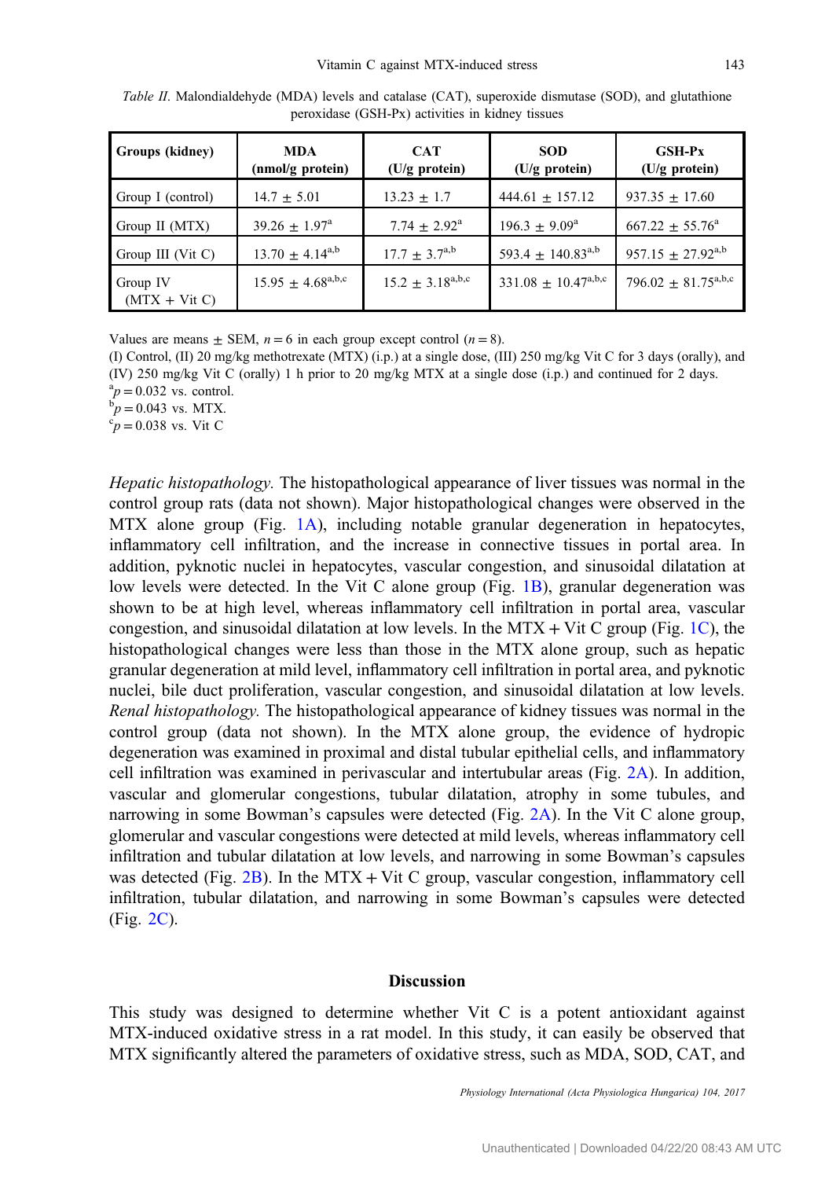*Table II.* Malondialdehyde (MDA) levels and catalase (CAT), superoxide dismutase (SOD), and glutathione peroxidase (GSH-Px) activities in kidney tissues

| Groups (kidney) | MDA (nmol/g protein) | CAT (U/g protein) | SOD (U/g protein) | GSH-Px (U/g protein) |
|---|---|---|---|---|
| Group I (control) | $14.7 \pm 5.01$ | $13.23 \pm 1.7$ | $444.61 \pm 157.12$ | $937.35 \pm 17.60$ |
| Group II (MTX) | $39.26 \pm 1.97^{a}$ | $7.74 \pm 2.92^{a}$ | $196.3 \pm 9.09^{a}$ | $667.22 \pm 55.76^{a}$ |
| Group III (Vit C) | $13.70 \pm 4.14^{a,b}$ | $17.7 \pm 3.7^{a,b}$ | $593.4 \pm 140.83^{a,b}$ | $957.15 \pm 27.92^{a,b}$ |
| Group IV (MTX + Vit C) | $15.95 \pm 4.68^{a,b,c}$ | $15.2 \pm 3.18^{a,b,c}$ | $331.08 \pm 10.47^{a,b,c}$ | $796.02 \pm 81.75^{a,b,c}$ |

Values are means ± SEM, $n = 6$ in each group except control ($n = 8$).
(I) Control, (II) 20 mg/kg methotrexate (MTX) (i.p.) at a single dose, (III) 250 mg/kg Vit C for 3 days (orally), and (IV) 250 mg/kg Vit C (orally) 1 h prior to 20 mg/kg MTX at a single dose (i.p.) and continued for 2 days.
$^{a}p = 0.032$ vs. control.
$^{b}p = 0.043$ vs. MTX.
$^{c}p = 0.038$ vs. Vit C

*Hepatic histopathology.* The histopathological appearance of liver tissues was normal in the control group rats (data not shown). Major histopathological changes were observed in the MTX alone group (Fig. 1A), including notable granular degeneration in hepatocytes, inflammatory cell infiltration, and the increase in connective tissues in portal area. In addition, pyknotic nuclei in hepatocytes, vascular congestion, and sinusoidal dilatation at low levels were detected. In the Vit C alone group (Fig. 1B), granular degeneration was shown to be at high level, whereas inflammatory cell infiltration in portal area, vascular congestion, and sinusoidal dilatation at low levels. In the MTX + Vit C group (Fig. 1C), the histopathological changes were less than those in the MTX alone group, such as hepatic granular degeneration at mild level, inflammatory cell infiltration in portal area, and pyknotic nuclei, bile duct proliferation, vascular congestion, and sinusoidal dilatation at low levels.
*Renal histopathology.* The histopathological appearance of kidney tissues was normal in the control group (data not shown). In the MTX alone group, the evidence of hydropic degeneration was examined in proximal and distal tubular epithelial cells, and inflammatory cell infiltration was examined in perivascular and intertubular areas (Fig. 2A). In addition, vascular and glomerular congestions, tubular dilatation, atrophy in some tubules, and narrowing in some Bowman's capsules were detected (Fig. 2A). In the Vit C alone group, glomerular and vascular congestions were detected at mild levels, whereas inflammatory cell infiltration and tubular dilatation at low levels, and narrowing in some Bowman's capsules was detected (Fig. 2B). In the MTX + Vit C group, vascular congestion, inflammatory cell infiltration, tubular dilatation, and narrowing in some Bowman's capsules were detected (Fig. 2C).

## Discussion

This study was designed to determine whether Vit C is a potent antioxidant against MTX-induced oxidative stress in a rat model. In this study, it can easily be observed that MTX significantly altered the parameters of oxidative stress, such as MDA, SOD, CAT, and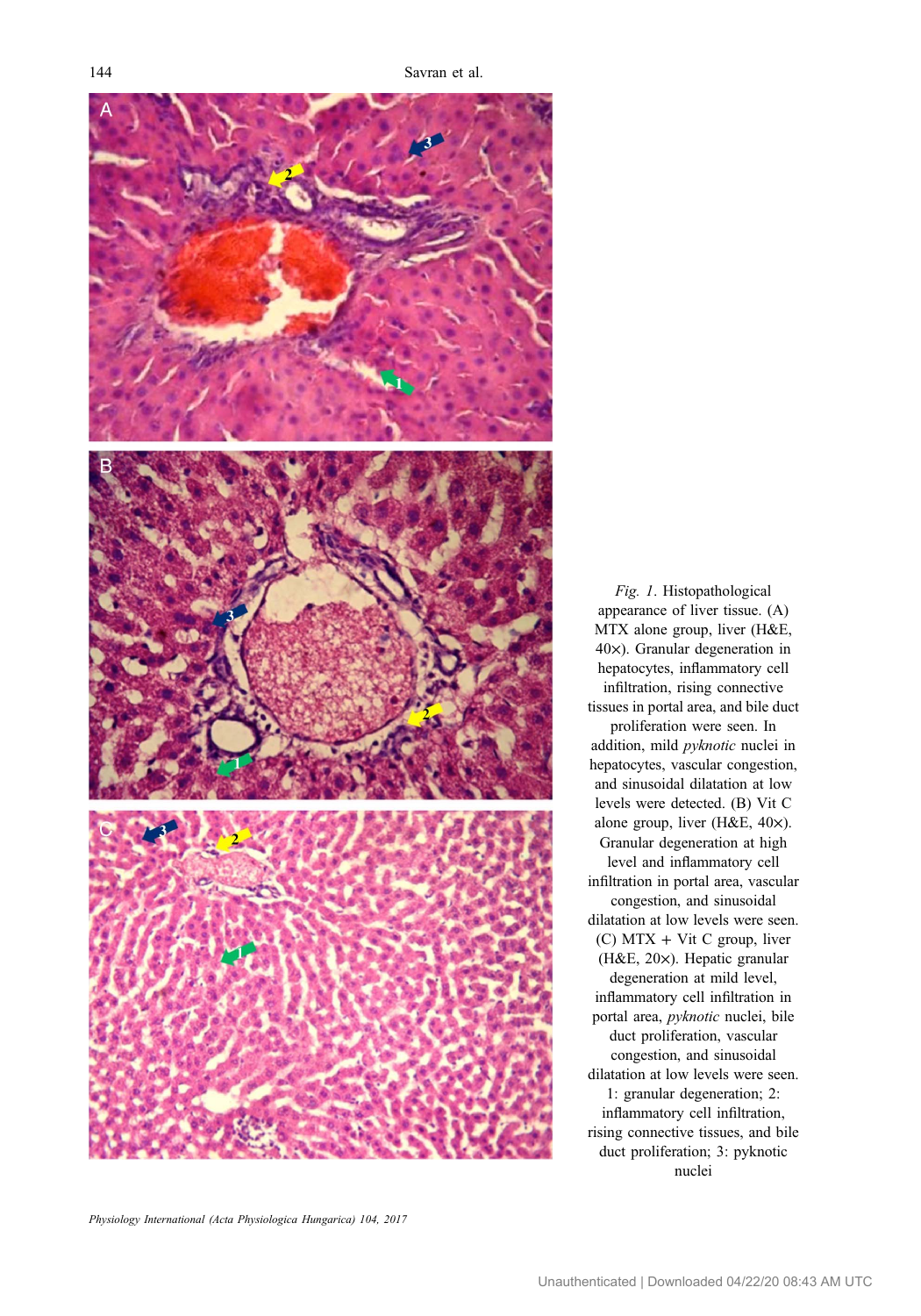*Fig. 1*. Histopathological appearance of liver tissue. (A) MTX alone group, liver (H&E, 40×). Granular degeneration in hepatocytes, inflammatory cell infiltration, rising connective tissues in portal area, and bile duct proliferation were seen. In addition, mild *pyknotic* nuclei in hepatocytes, vascular congestion, and sinusoidal dilatation at low levels were detected. (B) Vit C alone group, liver (H&E, 40×). Granular degeneration at high level and inflammatory cell infiltration in portal area, vascular congestion, and sinusoidal dilatation at low levels were seen. (C) MTX + Vit C group, liver (H&E, 20×). Hepatic granular degeneration at mild level, inflammatory cell infiltration in portal area, *pyknotic* nuclei, bile duct proliferation, vascular congestion, and sinusoidal dilatation at low levels were seen. 1: granular degeneration; 2: inflammatory cell infiltration, rising connective tissues, and bile duct proliferation; 3: pyknotic nuclei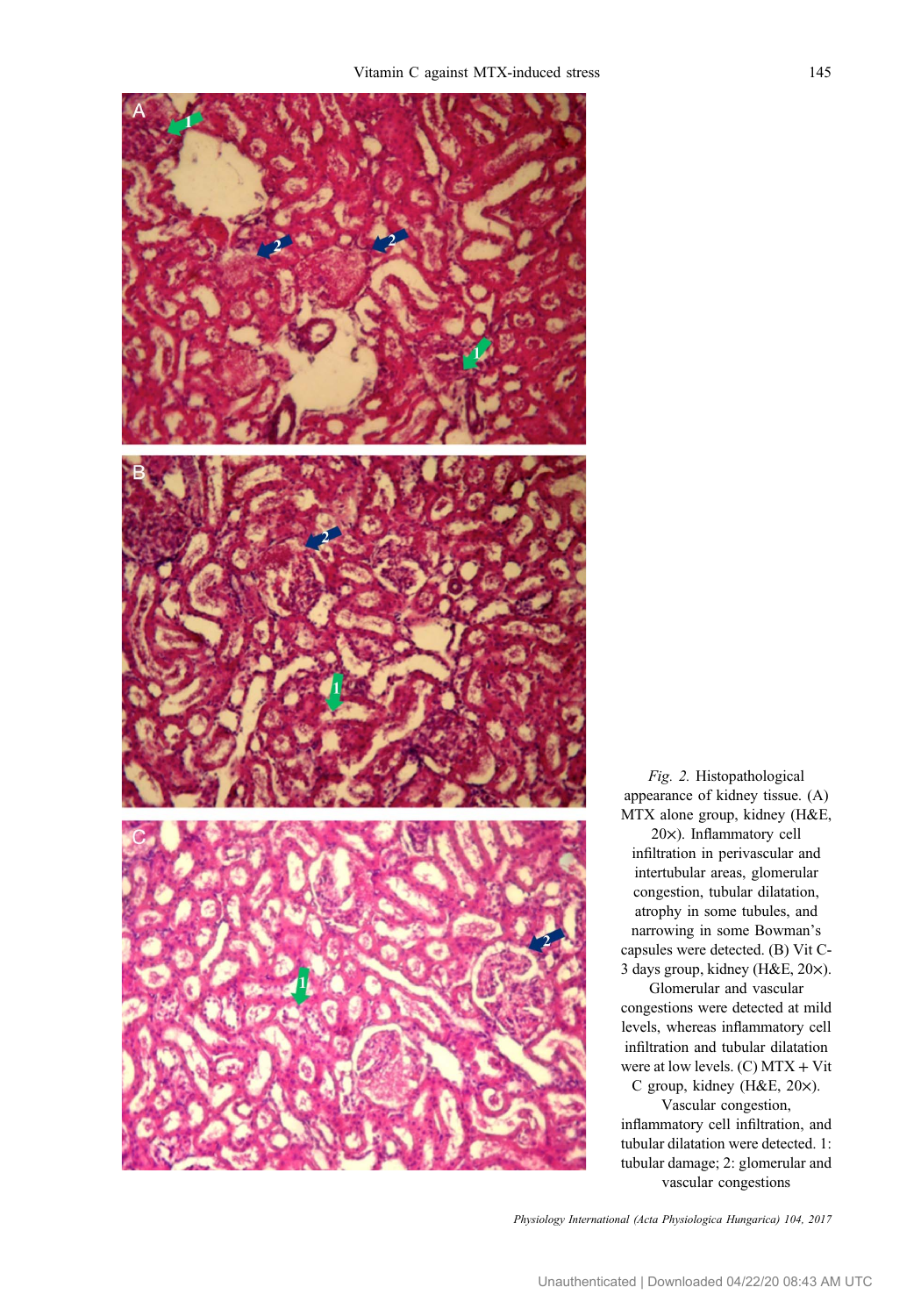*Fig. 2.* Histopathological appearance of kidney tissue. (A) MTX alone group, kidney (H&E, 20×). Inflammatory cell infiltration in perivascular and intertubular areas, glomerular congestion, tubular dilatation, atrophy in some tubules, and narrowing in some Bowman's capsules were detected. (B) Vit C-3 days group, kidney (H&E, 20×). Glomerular and vascular congestions were detected at mild levels, whereas inflammatory cell infiltration and tubular dilatation were at low levels. (C) MTX + Vit C group, kidney (H&E, 20×). Vascular congestion, inflammatory cell infiltration, and tubular dilatation were detected. 1: tubular damage; 2: glomerular and vascular congestions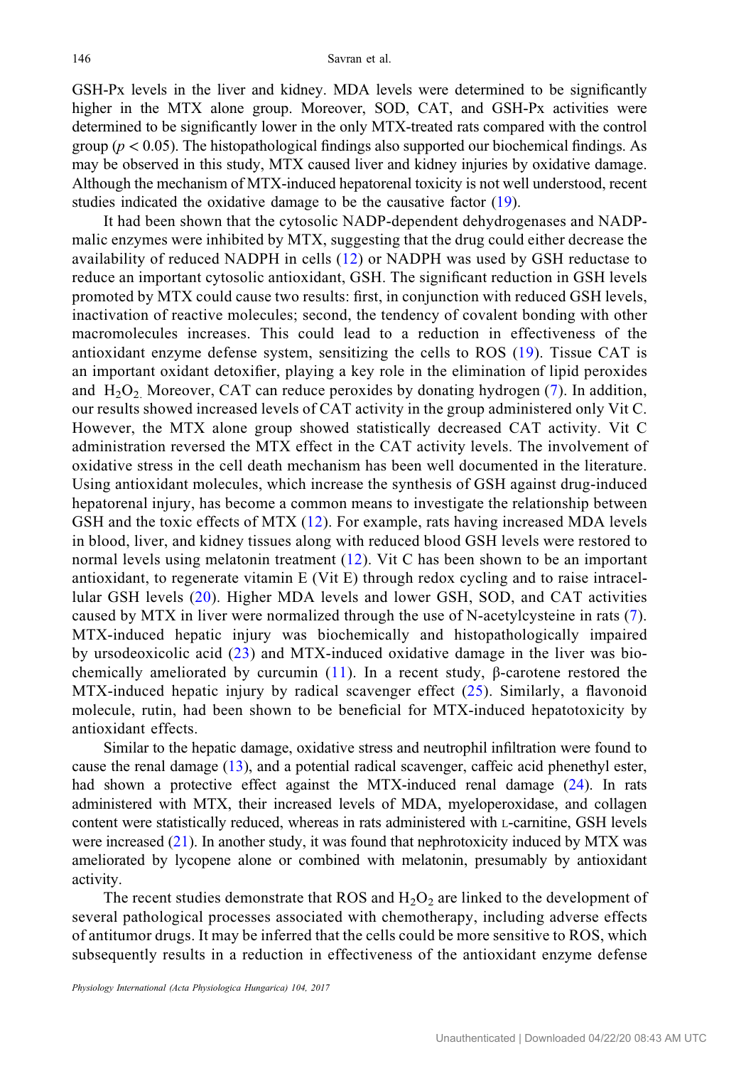GSH-Px levels in the liver and kidney. MDA levels were determined to be significantly higher in the MTX alone group. Moreover, SOD, CAT, and GSH-Px activities were determined to be significantly lower in the only MTX-treated rats compared with the control group ($p < 0.05$). The histopathological findings also supported our biochemical findings. As may be observed in this study, MTX caused liver and kidney injuries by oxidative damage. Although the mechanism of MTX-induced hepatorenal toxicity is not well understood, recent studies indicated the oxidative damage to be the causative factor (19).

It had been shown that the cytosolic NADP-dependent dehydrogenases and NADP-malic enzymes were inhibited by MTX, suggesting that the drug could either decrease the availability of reduced NADPH in cells (12) or NADPH was used by GSH reductase to reduce an important cytosolic antioxidant, GSH. The significant reduction in GSH levels promoted by MTX could cause two results: first, in conjunction with reduced GSH levels, inactivation of reactive molecules; second, the tendency of covalent bonding with other macromolecules increases. This could lead to a reduction in effectiveness of the antioxidant enzyme defense system, sensitizing the cells to ROS (19). Tissue CAT is an important oxidant detoxifier, playing a key role in the elimination of lipid peroxides and $H_2O_2$. Moreover, CAT can reduce peroxides by donating hydrogen (7). In addition, our results showed increased levels of CAT activity in the group administered only Vit C. However, the MTX alone group showed statistically decreased CAT activity. Vit C administration reversed the MTX effect in the CAT activity levels. The involvement of oxidative stress in the cell death mechanism has been well documented in the literature. Using antioxidant molecules, which increase the synthesis of GSH against drug-induced hepatorenal injury, has become a common means to investigate the relationship between GSH and the toxic effects of MTX (12). For example, rats having increased MDA levels in blood, liver, and kidney tissues along with reduced blood GSH levels were restored to normal levels using melatonin treatment (12). Vit C has been shown to be an important antioxidant, to regenerate vitamin E (Vit E) through redox cycling and to raise intracellular GSH levels (20). Higher MDA levels and lower GSH, SOD, and CAT activities caused by MTX in liver were normalized through the use of N-acetylcysteine in rats (7). MTX-induced hepatic injury was biochemically and histopathologically impaired by ursodeoxicolic acid (23) and MTX-induced oxidative damage in the liver was biochemically ameliorated by curcumin (11). In a recent study, β-carotene restored the MTX-induced hepatic injury by radical scavenger effect (25). Similarly, a flavonoid molecule, rutin, had been shown to be beneficial for MTX-induced hepatotoxicity by antioxidant effects.

Similar to the hepatic damage, oxidative stress and neutrophil infiltration were found to cause the renal damage (13), and a potential radical scavenger, caffeic acid phenethyl ester, had shown a protective effect against the MTX-induced renal damage (24). In rats administered with MTX, their increased levels of MDA, myeloperoxidase, and collagen content were statistically reduced, whereas in rats administered with L-carnitine, GSH levels were increased (21). In another study, it was found that nephrotoxicity induced by MTX was ameliorated by lycopene alone or combined with melatonin, presumably by antioxidant activity.

The recent studies demonstrate that ROS and $H_2O_2$ are linked to the development of several pathological processes associated with chemotherapy, including adverse effects of antitumor drugs. It may be inferred that the cells could be more sensitive to ROS, which subsequently results in a reduction in effectiveness of the antioxidant enzyme defense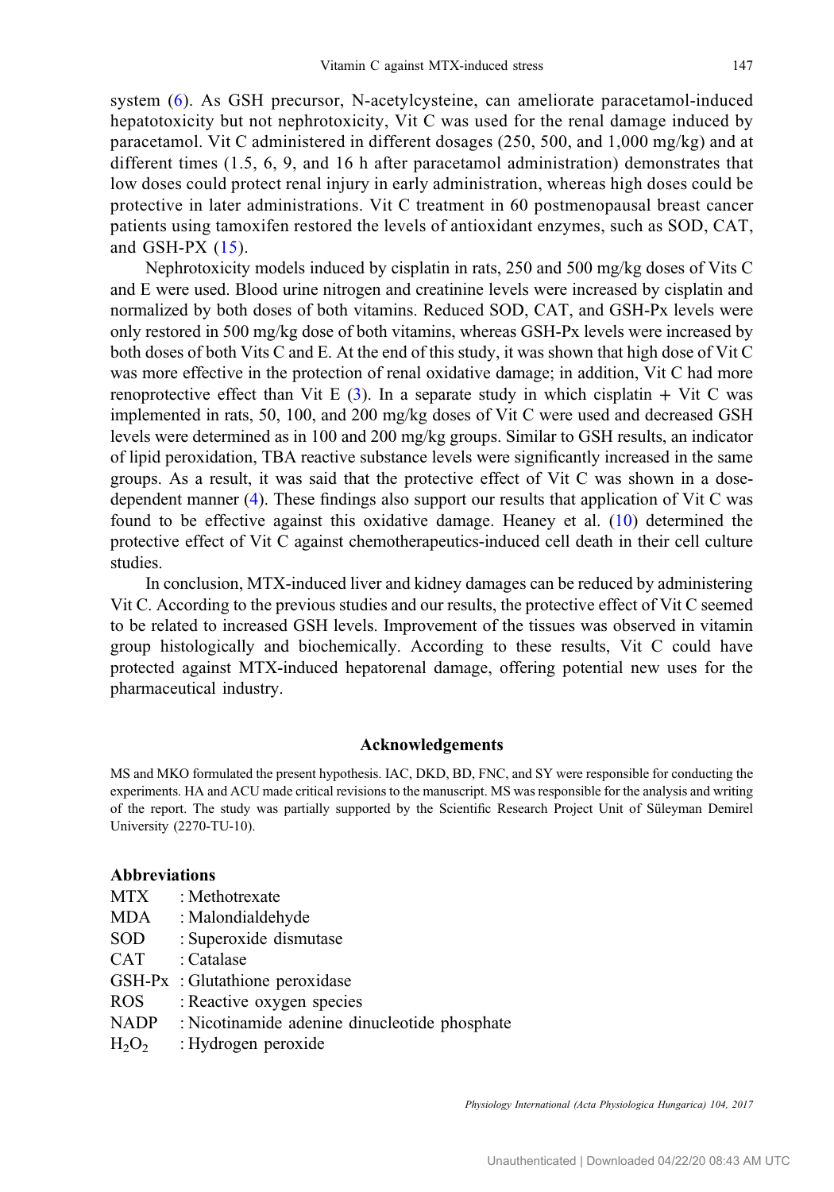system (6). As GSH precursor, N-acetylcysteine, can ameliorate paracetamol-induced hepatotoxicity but not nephrotoxicity, Vit C was used for the renal damage induced by paracetamol. Vit C administered in different dosages (250, 500, and 1,000 mg/kg) and at different times (1.5, 6, 9, and 16 h after paracetamol administration) demonstrates that low doses could protect renal injury in early administration, whereas high doses could be protective in later administrations. Vit C treatment in 60 postmenopausal breast cancer patients using tamoxifen restored the levels of antioxidant enzymes, such as SOD, CAT, and GSH-PX (15).

Nephrotoxicity models induced by cisplatin in rats, 250 and 500 mg/kg doses of Vits C and E were used. Blood urine nitrogen and creatinine levels were increased by cisplatin and normalized by both doses of both vitamins. Reduced SOD, CAT, and GSH-Px levels were only restored in 500 mg/kg dose of both vitamins, whereas GSH-Px levels were increased by both doses of both Vits C and E. At the end of this study, it was shown that high dose of Vit C was more effective in the protection of renal oxidative damage; in addition, Vit C had more renoprotective effect than Vit E (3). In a separate study in which cisplatin + Vit C was implemented in rats, 50, 100, and 200 mg/kg doses of Vit C were used and decreased GSH levels were determined as in 100 and 200 mg/kg groups. Similar to GSH results, an indicator of lipid peroxidation, TBA reactive substance levels were significantly increased in the same groups. As a result, it was said that the protective effect of Vit C was shown in a dose-dependent manner (4). These findings also support our results that application of Vit C was found to be effective against this oxidative damage. Heaney et al. (10) determined the protective effect of Vit C against chemotherapeutics-induced cell death in their cell culture studies.

In conclusion, MTX-induced liver and kidney damages can be reduced by administering Vit C. According to the previous studies and our results, the protective effect of Vit C seemed to be related to increased GSH levels. Improvement of the tissues was observed in vitamin group histologically and biochemically. According to these results, Vit C could have protected against MTX-induced hepatorenal damage, offering potential new uses for the pharmaceutical industry.

## Acknowledgements

MS and MKO formulated the present hypothesis. IAC, DKD, BD, FNC, and SY were responsible for conducting the experiments. HA and ACU made critical revisions to the manuscript. MS was responsible for the analysis and writing of the report. The study was partially supported by the Scientific Research Project Unit of Süleyman Demirel University (2270-TU-10).

## Abbreviations

MTX : Methotrexate
MDA : Malondialdehyde
SOD : Superoxide dismutase
CAT : Catalase
GSH-Px : Glutathione peroxidase
ROS : Reactive oxygen species
NADP : Nicotinamide adenine dinucleotide phosphate
$H_2O_2$ : Hydrogen peroxide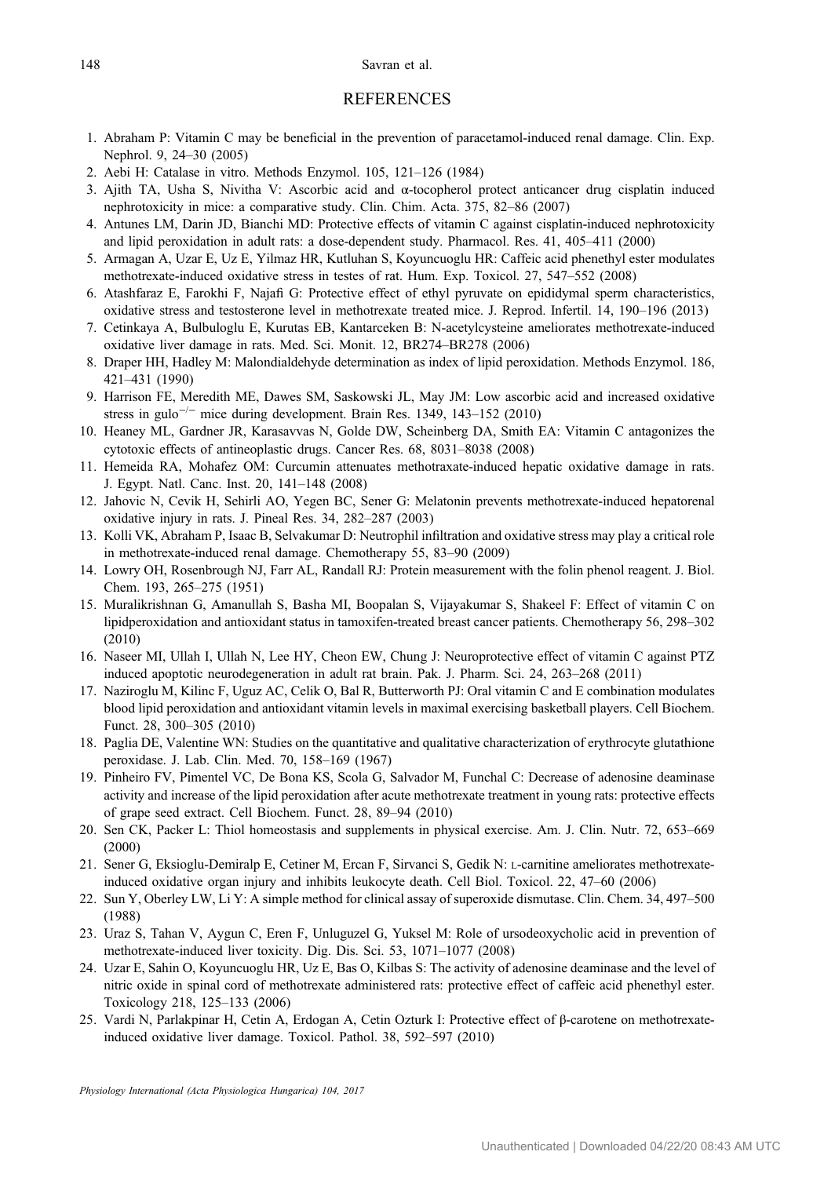# REFERENCES

1. Abraham P: Vitamin C may be beneficial in the prevention of paracetamol-induced renal damage. Clin. Exp. Nephrol. 9, 24–30 (2005)
2. Aebi H: Catalase in vitro. Methods Enzymol. 105, 121–126 (1984)
3. Ajith TA, Usha S, Nivitha V: Ascorbic acid and α-tocopherol protect anticancer drug cisplatin induced nephrotoxicity in mice: a comparative study. Clin. Chim. Acta. 375, 82–86 (2007)
4. Antunes LM, Darin JD, Bianchi MD: Protective effects of vitamin C against cisplatin-induced nephrotoxicity and lipid peroxidation in adult rats: a dose-dependent study. Pharmacol. Res. 41, 405–411 (2000)
5. Armagan A, Uzar E, Uz E, Yilmaz HR, Kutluhan S, Koyuncuoglu HR: Caffeic acid phenethyl ester modulates methotrexate-induced oxidative stress in testes of rat. Hum. Exp. Toxicol. 27, 547–552 (2008)
6. Atashfaraz E, Farokhi F, Najafi G: Protective effect of ethyl pyruvate on epididymal sperm characteristics, oxidative stress and testosterone level in methotrexate treated mice. J. Reprod. Infertil. 14, 190–196 (2013)
7. Cetinkaya A, Bulbuloglu E, Kurutas EB, Kantarceken B: N-acetylcysteine ameliorates methotrexate-induced oxidative liver damage in rats. Med. Sci. Monit. 12, BR274–BR278 (2006)
8. Draper HH, Hadley M: Malondialdehyde determination as index of lipid peroxidation. Methods Enzymol. 186, 421–431 (1990)
9. Harrison FE, Meredith ME, Dawes SM, Saskowski JL, May JM: Low ascorbic acid and increased oxidative stress in gulo$^{-/-}$ mice during development. Brain Res. 1349, 143–152 (2010)
10. Heaney ML, Gardner JR, Karasavvas N, Golde DW, Scheinberg DA, Smith EA: Vitamin C antagonizes the cytotoxic effects of antineoplastic drugs. Cancer Res. 68, 8031–8038 (2008)
11. Hemeida RA, Mohafez OM: Curcumin attenuates methotraxate-induced hepatic oxidative damage in rats. J. Egypt. Natl. Canc. Inst. 20, 141–148 (2008)
12. Jahovic N, Cevik H, Sehirli AO, Yegen BC, Sener G: Melatonin prevents methotrexate-induced hepatorenal oxidative injury in rats. J. Pineal Res. 34, 282–287 (2003)
13. Kolli VK, Abraham P, Isaac B, Selvakumar D: Neutrophil infiltration and oxidative stress may play a critical role in methotrexate-induced renal damage. Chemotherapy 55, 83–90 (2009)
14. Lowry OH, Rosenbrough NJ, Farr AL, Randall RJ: Protein measurement with the folin phenol reagent. J. Biol. Chem. 193, 265–275 (1951)
15. Muralikrishnan G, Amanullah S, Basha MI, Boopalan S, Vijayakumar S, Shakeel F: Effect of vitamin C on lipidperoxidation and antioxidant status in tamoxifen-treated breast cancer patients. Chemotherapy 56, 298–302 (2010)
16. Naseer MI, Ullah I, Ullah N, Lee HY, Cheon EW, Chung J: Neuroprotective effect of vitamin C against PTZ induced apoptotic neurodegeneration in adult rat brain. Pak. J. Pharm. Sci. 24, 263–268 (2011)
17. Naziroglu M, Kilinc F, Uguz AC, Celik O, Bal R, Butterworth PJ: Oral vitamin C and E combination modulates blood lipid peroxidation and antioxidant vitamin levels in maximal exercising basketball players. Cell Biochem. Funct. 28, 300–305 (2010)
18. Paglia DE, Valentine WN: Studies on the quantitative and qualitative characterization of erythrocyte glutathione peroxidase. J. Lab. Clin. Med. 70, 158–169 (1967)
19. Pinheiro FV, Pimentel VC, De Bona KS, Scola G, Salvador M, Funchal C: Decrease of adenosine deaminase activity and increase of the lipid peroxidation after acute methotrexate treatment in young rats: protective effects of grape seed extract. Cell Biochem. Funct. 28, 89–94 (2010)
20. Sen CK, Packer L: Thiol homeostasis and supplements in physical exercise. Am. J. Clin. Nutr. 72, 653–669 (2000)
21. Sener G, Eksioglu-Demiralp E, Cetiner M, Ercan F, Sirvanci S, Gedik N: L-carnitine ameliorates methotrexate-induced oxidative organ injury and inhibits leukocyte death. Cell Biol. Toxicol. 22, 47–60 (2006)
22. Sun Y, Oberley LW, Li Y: A simple method for clinical assay of superoxide dismutase. Clin. Chem. 34, 497–500 (1988)
23. Uraz S, Tahan V, Aygun C, Eren F, Unluguzel G, Yuksel M: Role of ursodeoxycholic acid in prevention of methotrexate-induced liver toxicity. Dig. Dis. Sci. 53, 1071–1077 (2008)
24. Uzar E, Sahin O, Koyuncuoglu HR, Uz E, Bas O, Kilbas S: The activity of adenosine deaminase and the level of nitric oxide in spinal cord of methotrexate administered rats: protective effect of caffeic acid phenethyl ester. Toxicology 218, 125–133 (2006)
25. Vardi N, Parlakpinar H, Cetin A, Erdogan A, Cetin Ozturk I: Protective effect of β-carotene on methotrexate-induced oxidative liver damage. Toxicol. Pathol. 38, 592–597 (2010)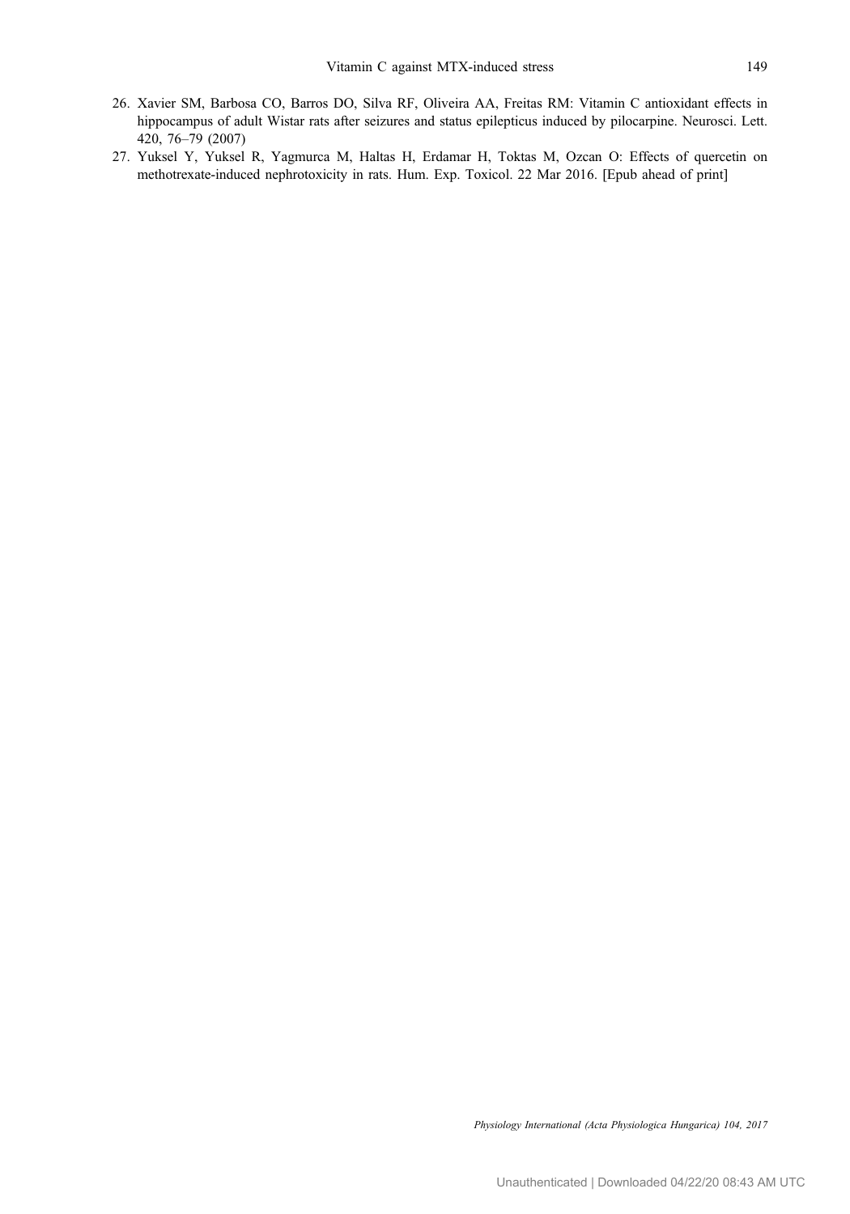26. Xavier SM, Barbosa CO, Barros DO, Silva RF, Oliveira AA, Freitas RM: Vitamin C antioxidant effects in hippocampus of adult Wistar rats after seizures and status epilepticus induced by pilocarpine. Neurosci. Lett. 420, 76–79 (2007)
27. Yuksel Y, Yuksel R, Yagmurca M, Haltas H, Erdamar H, Toktas M, Ozcan O: Effects of quercetin on methotrexate-induced nephrotoxicity in rats. Hum. Exp. Toxicol. 22 Mar 2016. [Epub ahead of print]